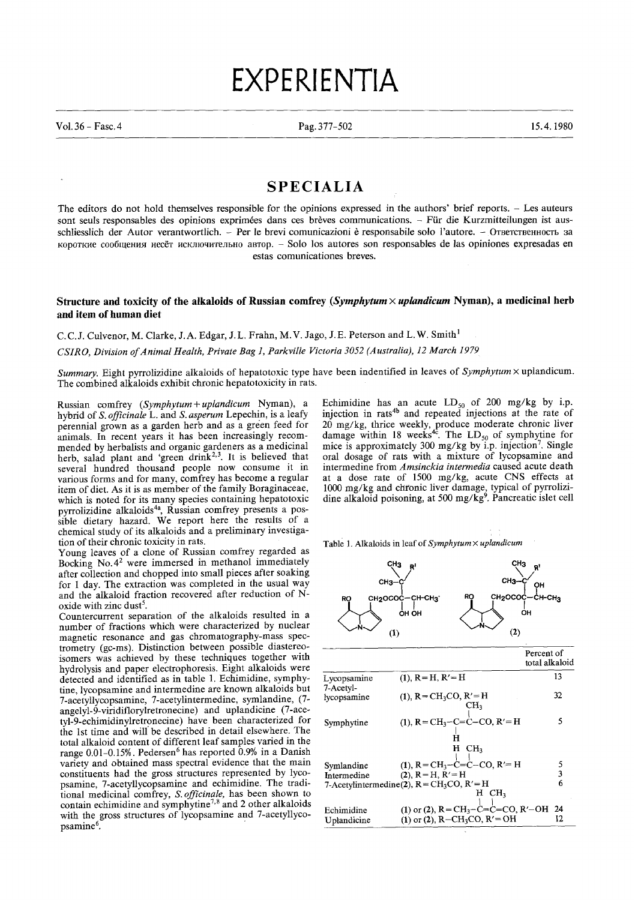# EXPERIENTIA

## SPECIALIA

The editors do not hold themselves responsible for the opinions expressed in the authors' brief reports. – Les auteurs sont seuls responsables des opinions exprimées dans ces brèves communications. – Für die Kurzmitteilungen ist ausschliesslich der Autor verantwortlich. – Per le brevi comunicazioni è responsabile solo l'autore. – Ответственность за короткие сообщения несёт исключительно автор. – Solo los autores son responsables de las opiniones expresadas en estas comunicationes breves.

### Structure and toxicity of the alkaloids of Russian comfrey (*Symphytum × uplandicum* Nyman), a medicinal herb and item of human diet

C. C. J. Culvenor, M. Clarke, J. A. Edgar, J. L. Frahn, M. V. Jago, J. E. Peterson and L. W. Smith[1]

*CSIRO, Division of Animal Health, Private Bag 1, Parkville Victoria 3052 (Australia), 12 March 1979*

*Summary.* Eight pyrrolizidine alkaloids of hepatotoxic type have been indentified in leaves of *Symphytum ×* uplandicum. The combined alkaloids exhibit chronic hepatotoxicity in rats.

Russian comfrey (*Symphytum + uplandicum* Nyman), a hybrid of *S. officinale* L. and *S. asperum* Lepechin, is a leafy perennial grown as a garden herb and as a green feed for animals. In recent years it has been increasingly recommended by herbalists and organic gardeners as a medicinal herb, salad plant and 'green drink'[2,3]. It is believed that several hundred thousand people now consume it in various forms and for many, comfrey has become a regular item of diet. As it is as member of the family Boraginaceae, which is noted for its many species containing hepatotoxic pyrrolizidine alkaloids[4a], Russian comfrey presents a possible dietary hazard. We report here the results of a chemical study of its alkaloids and a preliminary investigation of their chronic toxicity in rats.

Young leaves of a clone of Russian comfrey regarded as Bocking No. 4[2] were immersed in methanol immediately after collection and chopped into small pieces after soaking for 1 day. The extraction was completed in the usual way and the alkaloid fraction recovered after reduction of N-oxide with zinc dust[5].

Countercurrent separation of the alkaloids resulted in a number of fractions which were characterized by nuclear magnetic resonance and gas chromatography-mass spectrometry (gc-ms). Distinction between possible diastereoisomers was achieved by these techniques together with hydrolysis and paper electrophoresis. Eight alkaloids were detected and identified as in table 1. Echimidine, symphytine, lycopsamine and intermedine are known alkaloids but 7-acetyllycopsamine, 7-acetylintermedine, symlandine, (7-angelyl-9-viridiflorylretronecine) and uplandicine (7-acetyl-9-echimidinylretronecine) have been characterized for the 1st time and will be described in detail elsewhere. The total alkaloid content of different leaf samples varied in the range 0.01–0.15%. Pedersen[6] has reported 0.9% in a Danish variety and obtained mass spectral evidence that the main constituents had the gross structures represented by lycopsamine, 7-acetyllycopsamine and echimidine. The traditional medicinal comfrey, *S. officinale*, has been shown to contain echimidine and symphytine[7,8] and 2 other alkaloids with the gross structures of lycopsamine and 7-acetyllycopsamine[6].

Echimidine has an acute $LD_{50}$ of 200 mg/kg by i.p. injection in rats[4b] and repeated injections at the rate of 20 mg/kg, thrice weekly, produce moderate chronic liver damage within 18 weeks[4c]. The $LD_{50}$ of symphytine for mice is approximately 300 mg/kg by i.p. injection[7]. Single oral dosage of rats with a mixture of lycopsamine and intermedine from *Amsinckia intermedia* caused acute death at a dose rate of 1500 mg/kg, acute CNS effects at 1000 mg/kg and chronic liver damage, typical of pyrrolizidine alkaloid poisoning, at 500 mg/kg[9]. Pancreatic islet cell

Table 1. Alkaloids in leaf of *Symphytum × uplandicum*

(1): RO / $CH_2OCOC(OH)(C(CH_3)(R')CH_3)$–$CH(OH)$–$CH_3$ retronecine ester; (2): RO / $CH_2OCOC(OH)(C(CH_3)(R')OH)$–$CH$–$CH_3$ retronecine ester

| | | Percent of total alkaloid |
|---|---|---|
| Lycopsamine | (1), R = H, R' = H | 13 |
| 7-Acetyl-lycopsamine | (1), R = $CH_3CO$, R' = H | 32 |
| Symphytine | (1), R = $CH_3$–CH=C($CH_3$)–CO, R' = H | 5 |
| Symlandine | (1), R = $CH_3$–CH=C($CH_3$)–CO, R' = H | 5 |
| Intermedine | (2), R = H, R' = H | 3 |
| 7-Acetylintermedine | (2), R = $CH_3CO$, R' = H | 6 |
| Echimidine | (1) or (2), R = $CH_3$–CH=C($CH_3$)–CO, R' = OH | 24 |
| Uplandicine | (1) or (2), R = $CH_3CO$, R' = OH | 12 |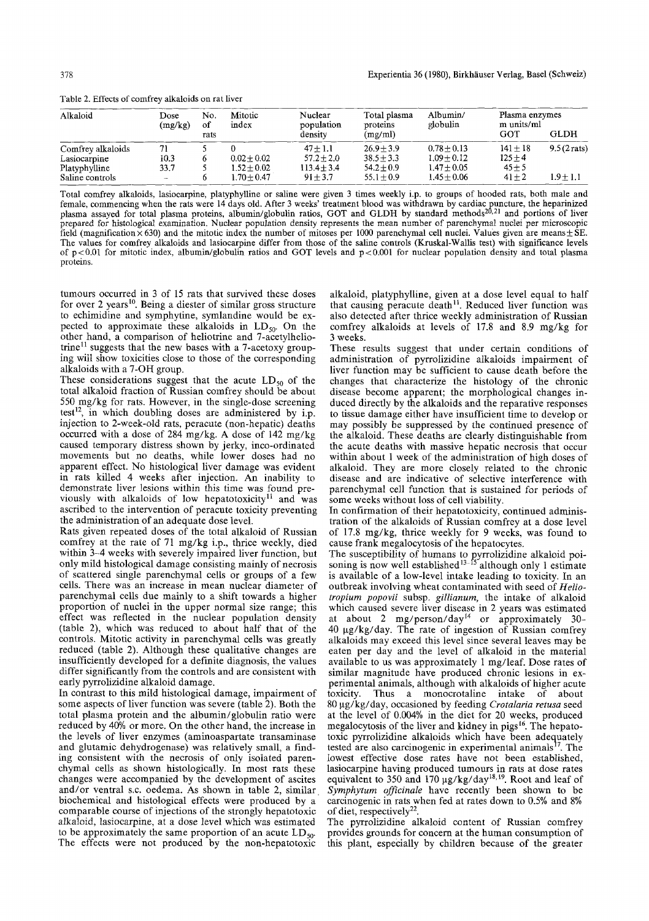Table 2. Effects of comfrey alkaloids on rat liver

| Alkaloid | Dose (mg/kg) | No. of rats | Mitotic index | Nuclear population density | Total plasma proteins (mg/ml) | Albumin/ globulin | Plasma enzymes m units/ml GOT | GLDH |
|---|---|---|---|---|---|---|---|---|
| Comfrey alkaloids | 71 | 5 | 0 | $47 \pm 1.1$ | $26.9 \pm 3.9$ | $0.78 \pm 0.13$ | $141 \pm 18$ | 9.5 (2 rats) |
| Lasiocarpine | 10.3 | 6 | $0.02 \pm 0.02$ | $57.2 \pm 2.0$ | $38.5 \pm 3.3$ | $1.09 \pm 0.12$ | $125 \pm 4$ | |
| Platyphylline | 33.7 | 5 | $1.52 \pm 0.02$ | $113.4 \pm 3.4$ | $54.2 \pm 0.9$ | $1.47 \pm 0.05$ | $45 \pm 5$ | |
| Saline controls | – | 6 | $1.70 \pm 0.47$ | $91 \pm 3.7$ | $55.1 \pm 0.9$ | $1.45 \pm 0.06$ | $41 \pm 2$ | $1.9 \pm 1.1$ |

Total comfrey alkaloids, lasiocarpine, platyphylline or saline were given 3 times weekly i.p. to groups of hooded rats, both male and female, commencing when the rats were 14 days old. After 3 weeks' treatment blood was withdrawn by cardiac puncture, the heparinized plasma assayed for total plasma proteins, albumin/globulin ratios, GOT and GLDH by standard methods[20,21] and portions of liver prepared for histological examination. Nuclear population density represents the mean number of parenchymal nuclei per microscopic field (magnification × 630) and the mitotic index the number of mitoses per 1000 parenchymal cell nuclei. Values given are means ± SE. The values for comfrey alkaloids and lasiocarpine differ from those of the saline controls (Kruskal-Wallis test) with significance levels of $p < 0.01$ for mitotic index, albumin/globulin ratios and GOT levels and $p < 0.001$ for nuclear population density and total plasma proteins.

tumours occurred in 3 of 15 rats that survived these doses for over 2 years[10]. Being a diester of similar gross structure to echimidine and symphytine, symlandine would be expected to approximate these alkaloids in $LD_{50}$. On the other hand, a comparison of heliotrine and 7-acetylheliotrine[11] suggests that the new bases with a 7-acetoxy grouping will show toxicities close to those of the corresponding alkaloids with a 7-OH group.

These considerations suggest that the acute $LD_{50}$ of the total alkaloid fraction of Russian comfrey should be about 550 mg/kg for rats. However, in the single-dose screening test[12], in which doubling doses are administered by i.p. injection to 2-week-old rats, peracute (non-hepatic) deaths occurred with a dose of 284 mg/kg. A dose of 142 mg/kg caused temporary distress shown by jerky, inco-ordinated movements but no deaths, while lower doses had no apparent effect. No histological liver damage was evident in rats killed 4 weeks after injection. An inability to demonstrate liver lesions within this time was found previously with alkaloids of low hepatotoxicity[11] and was ascribed to the intervention of peracute toxicity preventing the administration of an adequate dose level.

Rats given repeated doses of the total alkaloid of Russian comfrey at the rate of 71 mg/kg i.p., thrice weekly, died within 3–4 weeks with severely impaired liver function, but only mild histological damage consisting mainly of necrosis of scattered single parenchymal cells or groups of a few cells. There was an increase in mean nuclear diameter of parenchymal cells due mainly to a shift towards a higher proportion of nuclei in the upper normal size range; this effect was reflected in the nuclear population density (table 2), which was reduced to about half that of the controls. Mitotic activity in parenchymal cells was greatly reduced (table 2). Although these qualitative changes are insufficiently developed for a definite diagnosis, the values differ significantly from the controls and are consistent with early pyrrolizidine alkaloid damage.

In contrast to this mild histological damage, impairment of some aspects of liver function was severe (table 2). Both the total plasma protein and the albumin/globulin ratio were reduced by 40% or more. On the other hand, the increase in the levels of liver enzymes (aminoaspartate transaminase and glutamic dehydrogenase) was relatively small, a finding consistent with the necrosis of only isolated parenchymal cells as shown histologically. In most rats these changes were accompanied by the development of ascites and/or ventral s.c. oedema. As shown in table 2, similar biochemical and histological effects were produced by a comparable course of injections of the strongly hepatotoxic alkaloid, lasiocarpine, at a dose level which was estimated to be approximately the same proportion of an acute $LD_{50}$. The effects were not produced by the non-hepatotoxic alkaloid, platyphylline, given at a dose level equal to half that causing peracute death[11]. Reduced liver function was also detected after thrice weekly administration of Russian comfrey alkaloids at levels of 17.8 and 8.9 mg/kg for 3 weeks.

These results suggest that under certain conditions of administration of pyrrolizidine alkaloids impairment of liver function may be sufficient to cause death before the changes that characterize the histology of the chronic disease become apparent; the morphological changes induced directly by the alkaloids and the reparative responses to tissue damage either have insufficient time to develop or may possibly be suppressed by the continued presence of the alkaloid. These deaths are clearly distinguishable from the acute deaths with massive hepatic necrosis that occur within about 1 week of the administration of high doses of alkaloid. They are more closely related to the chronic disease and are indicative of selective interference with parenchymal cell function that is sustained for periods of some weeks without loss of cell viability.

In confirmation of their hepatotoxicity, continued administration of the alkaloids of Russian comfrey at a dose level of 17.8 mg/kg, thrice weekly for 9 weeks, was found to cause frank megalocytosis of the hepatocytes.

The susceptibility of humans to pyrrolizidine alkaloid poisoning is now well established[13–15] although only 1 estimate is available of a low-level intake leading to toxicity. In an outbreak involving wheat contaminated with seed of *Heliotropium popovii* subsp. *gillianum*, the intake of alkaloid which caused severe liver disease in 2 years was estimated at about 2 mg/person/day[14] or approximately 30–40 μg/kg/day. The rate of ingestion of Russian comfrey alkaloids may exceed this level since several leaves may be eaten per day and the level of alkaloid in the material available to us was approximately 1 mg/leaf. Dose rates of similar magnitude have produced chronic lesions in experimental animals, although with alkaloids of higher acute toxicity. Thus a monocrotaline intake of about 80 μg/kg/day, occasioned by feeding *Crotalaria retusa* seed at the level of 0.004% in the diet for 20 weeks, produced megalocytosis of the liver and kidney in pigs[16]. The hepatotoxic pyrrolizidine alkaloids which have been adequately tested are also carcinogenic in experimental animals[17]. The lowest effective dose rates have not been established, lasiocarpine having produced tumours in rats at dose rates equivalent to 350 and 170 μg/kg/day[18,19]. Root and leaf of *Symphytum officinale* have recently been shown to be carcinogenic in rats when fed at rates down to 0.5% and 8% of diet, respectively[22].

The pyrrolizidine alkaloid content of Russian comfrey provides grounds for concern at the human consumption of this plant, especially by children because of the greater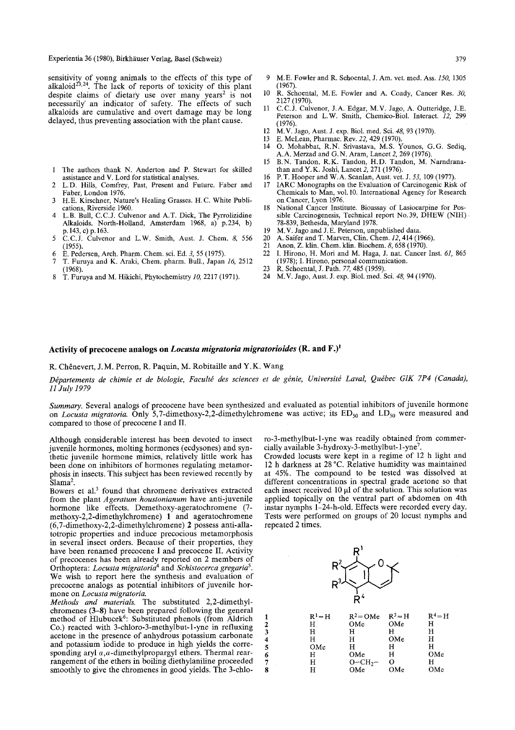sensitivity of young animals to the effects of this type of alkaloid[23,24]. The lack of reports of toxicity of this plant despite claims of dietary use over many years[2] is not necessarily an indicator of safety. The effects of such alkaloids are cumulative and overt damage may be long delayed, thus preventing association with the plant cause.

1 The authors thank N. Anderton and P. Stewart for skilled assistance and V. Lord for statistical analyses.
2 L.D. Hills, Comfrey, Past, Present and Future. Faber and Faber, London 1976.
3 H.E. Kirschner, Nature's Healing Grasses. H.C. White Publications, Riverside 1960.
4 L.B. Bull, C.C.J. Culvenor and A.T. Dick, The Pyrrolizidine Alkaloids. North-Holland, Amsterdam 1968, a) p.234, b) p.143, c) p.163.
5 C.C.J. Culvenor and L.W. Smith, Aust. J. Chem. *8*, 556 (1955).
6 E. Pedersen, Arch. Pharm. Chem. sci. Ed. *3*, 55 (1975).
7 T. Furuya and K. Araki, Chem. pharm. Bull., Japan *16*, 2512 (1968).
8 T. Furuya and M. Hikichi, Phytochemistry *10*, 2217 (1971).
9 M.E. Fowler and R. Schoental, J. Am. vet. med. Ass. *150*, 1305 (1967).
10 R. Schoental, M.E. Fowler and A. Coady, Cancer Res. *30*, 2127 (1970).
11 C.C.J. Culvenor, J.A. Edgar, M.V. Jago, A. Outteridge, J.E. Peterson and L.W. Smith, Chemico-Biol. Interact. *12*, 299 (1976).
12 M.V. Jago, Aust. J. exp. Biol. med. Sci. *48*, 93 (1970).
13 E. McLean, Pharmac. Rev. *22*, 429 (1970).
14 O. Mohabbat, R.N. Srivastava, M.S. Younos, G.G. Sediq, A.A. Merzad and G.N. Aram, Lancet *2*, 269 (1976).
15 B.N. Tandon, R.K. Tandon, H.D. Tandon, M. Narndranathan and Y.K. Joshi, Lancet *2*, 271 (1976).
16 P.T. Hooper and W.A. Scanlan, Aust. vet. J. *53*, 109 (1977).
17 IARC Monographs on the Evaluation of Carcinogenic Risk of Chemicals to Man, vol. 10. International Agency for Research on Cancer, Lyon 1976.
18 National Cancer Institute. Bioassay of Lasiocarpine for Possible Carcinogenesis, Technical report No. 39, DHEW (NIH) 78-839, Bethesda, Maryland 1978.
19 M.V. Jago and J.E. Peterson, unpublished data.
20 A. Saifer and T. Marven, Clin. Chem. *12*, 414 (1966).
21 Anon, Z. klin. Chem. klin. Biochem. *8*, 658 (1970).
22 I. Hirono, H. Mori and M. Haga, J. nat. Cancer Inst. *61*, 865 (1978); I. Hirono, personal communication.
23 R. Schoental, J. Path. *77*, 485 (1959).
24 M.V. Jago, Aust. J. exp. Biol. med. Sci. *48*, 94 (1970).

## Activity of precocene analogs on *Locusta migratoria migratorioides* (R. and F.)[1]

R. Chênevert, J.M. Perron, R. Paquin, M. Robitaille and Y.K. Wang

*Départements de chimie et de biologie, Faculté des sciences et de génie, Université Laval, Québec G1K 7P4 (Canada), 11 July 1979*

*Summary.* Several analogs of precocene have been synthesized and evaluated as potential inhibitors of juvenile hormone on *Locusta migratoria*. Only 5,7-dimethoxy-2,2-dimethylchromene was active; its $ED_{50}$ and $LD_{50}$ were measured and compared to those of precocene I and II.

Although considerable interest has been devoted to insect juvenile hormones, molting hormones (ecdysones) and synthetic juvenile hormone mimics, relatively little work has been done on inhibitors of hormones regulating metamorphosis in insects. This subject has been reviewed recently by Slama[2].

Bowers et al.[3] found that chromene derivatives extracted from the plant *Ageratum houstonianum* have anti-juvenile hormone like effects. Demethoxy-ageratochromene (7-methoxy-2,2-dimethylchromene) **1** and ageratochromene (6,7-dimethoxy-2,2-dimethylchromene) **2** possess anti-allatotropic properties and induce precocious metamorphosis in several insect orders. Because of their properties, they have been renamed precocene I and precocene II. Activity of precocenes has been already reported on 2 members of Orthoptera: *Locusta migratoria*[4] and *Schistocerca gregaria*[5]. We wish to report here the synthesis and evaluation of precocene analogs as potential inhibitors of juvenile hormone on *Locusta migratoria*.

*Methods and materials.* The substituted 2,2-dimethylchromenes (**3–8**) have been prepared following the general method of Hlubucek[6]: Substituted phenols (from Aldrich Co.) reacted with 3-chloro-3-methylbut-1-yne in refluxing acetone in the presence of anhydrous potassium carbonate and potassium iodide to produce in high yields the corresponding aryl $\alpha,\alpha$-dimethylpropargyl ethers. Thermal rearrangement of the ethers in boiling diethylaniline proceeded smoothly to give the chromenes in good yields. The 3-chloro-3-methylbut-1-yne was readily obtained from commercially available 3-hydroxy-3-methylbut-1-yne[7].

Crowded locusts were kept in a regime of 12 h light and 12 h darkness at 28 °C. Relative humidity was maintained at 45%. The compound to be tested was dissolved at different concentrations in spectral grade acetone so that each insect received 10 µl of the solution. This solution was applied topically on the ventral part of abdomen on 4th instar nymphs 1–24-h-old. Effects were recorded every day. Tests were performed on groups of 20 locust nymphs and repeated 2 times.

| | | | | |
|---|---|---|---|---|
| **1** | $R^1$=H | $R^2$=OMe | $R^3$=H | $R^4$=H |
| **2** | H | OMe | OMe | H |
| **3** | H | H | H | H |
| **4** | H | H | OMe | H |
| **5** | OMe | H | H | H |
| **6** | H | OMe | H | OMe |
| **7** | H | O–CH₂– | O | H |
| **8** | H | OMe | OMe | OMe |